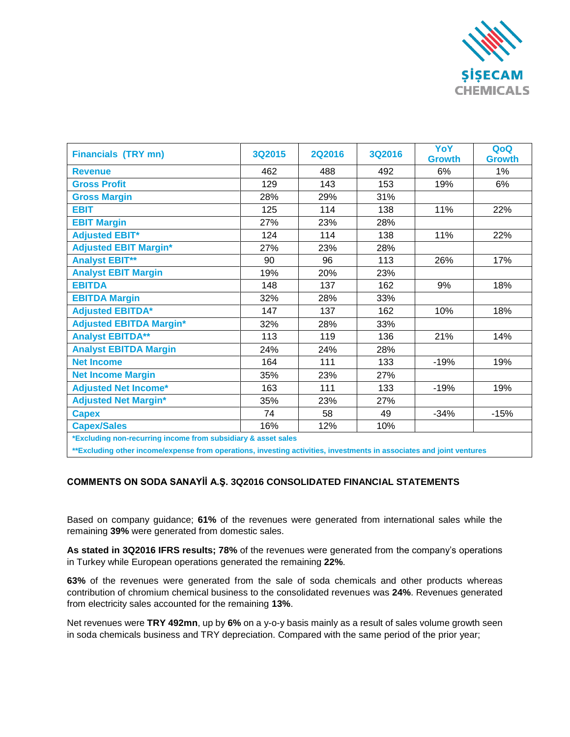ŞİŞECAM CHEMICALS

| Financials (TRY mn) | 3Q2015 | 2Q2016 | 3Q2016 | YoY Growth | QoQ Growth |
|---|---|---|---|---|---|
| Revenue | 462 | 488 | 492 | 6% | 1% |
| Gross Profit | 129 | 143 | 153 | 19% | 6% |
| Gross Margin | 28% | 29% | 31% | | |
| EBIT | 125 | 114 | 138 | 11% | 22% |
| EBIT Margin | 27% | 23% | 28% | | |
| Adjusted EBIT* | 124 | 114 | 138 | 11% | 22% |
| Adjusted EBIT Margin* | 27% | 23% | 28% | | |
| Analyst EBIT** | 90 | 96 | 113 | 26% | 17% |
| Analyst EBIT Margin | 19% | 20% | 23% | | |
| EBITDA | 148 | 137 | 162 | 9% | 18% |
| EBITDA Margin | 32% | 28% | 33% | | |
| Adjusted EBITDA* | 147 | 137 | 162 | 10% | 18% |
| Adjusted EBITDA Margin* | 32% | 28% | 33% | | |
| Analyst EBITDA** | 113 | 119 | 136 | 21% | 14% |
| Analyst EBITDA Margin | 24% | 24% | 28% | | |
| Net Income | 164 | 111 | 133 | -19% | 19% |
| Net Income Margin | 35% | 23% | 27% | | |
| Adjusted Net Income* | 163 | 111 | 133 | -19% | 19% |
| Adjusted Net Margin* | 35% | 23% | 27% | | |
| Capex | 74 | 58 | 49 | -34% | -15% |
| Capex/Sales | 16% | 12% | 10% | | |

*Excluding non-recurring income from subsidiary & asset sales

**Excluding other income/expense from operations, investing activities, investments in associates and joint ventures

**COMMENTS ON SODA SANAYİİ A.Ş. 3Q2016 CONSOLIDATED FINANCIAL STATEMENTS**

Based on company guidance; **61%** of the revenues were generated from international sales while the remaining **39%** were generated from domestic sales.

**As stated in 3Q2016 IFRS results; 78%** of the revenues were generated from the company's operations in Turkey while European operations generated the remaining **22%**.

**63%** of the revenues were generated from the sale of soda chemicals and other products whereas contribution of chromium chemical business to the consolidated revenues was **24%**. Revenues generated from electricity sales accounted for the remaining **13%**.

Net revenues were **TRY 492mn**, up by **6%** on a y-o-y basis mainly as a result of sales volume growth seen in soda chemicals business and TRY depreciation. Compared with the same period of the prior year;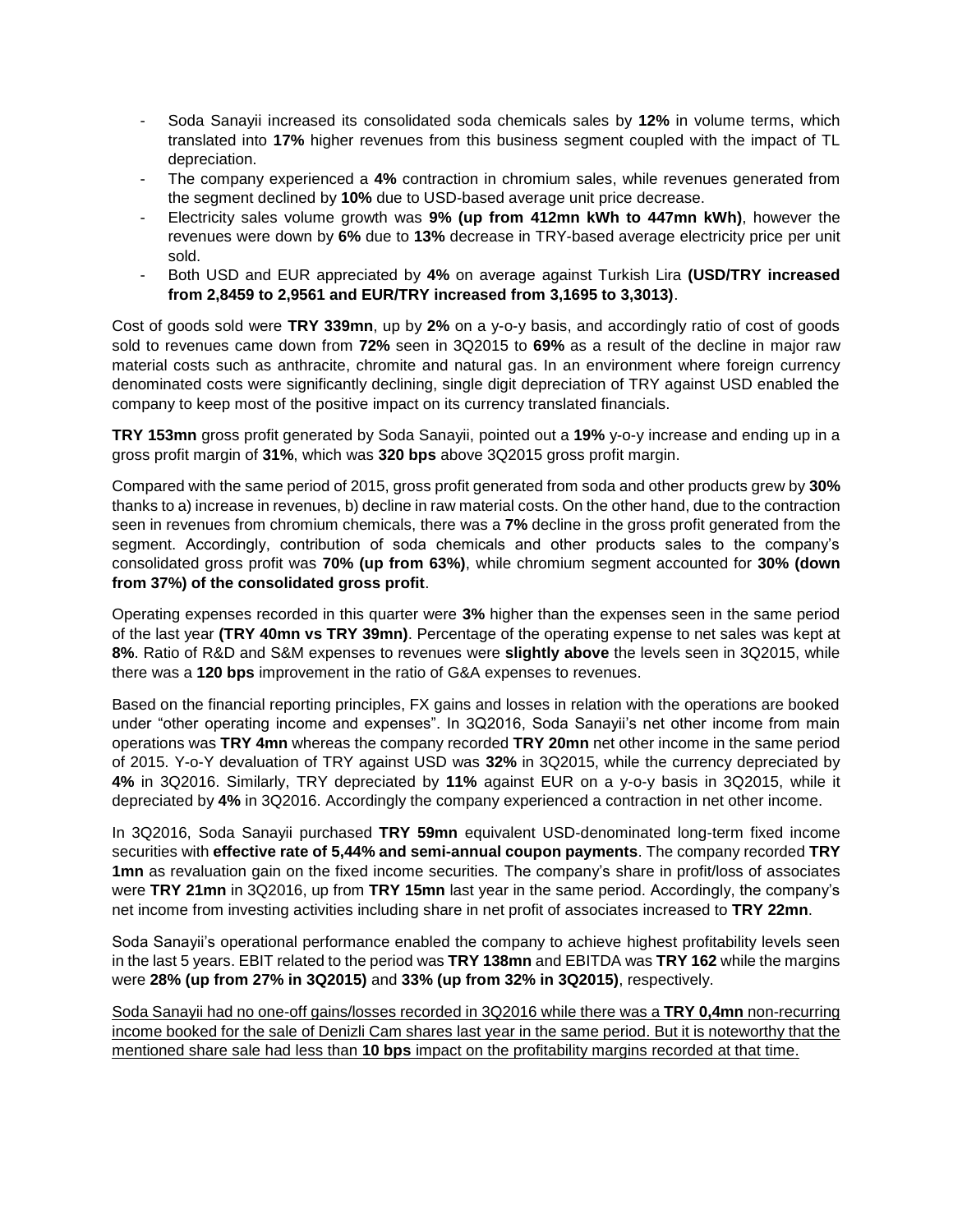- Soda Sanayii increased its consolidated soda chemicals sales by **12%** in volume terms, which translated into **17%** higher revenues from this business segment coupled with the impact of TL depreciation.
- The company experienced a **4%** contraction in chromium sales, while revenues generated from the segment declined by **10%** due to USD-based average unit price decrease.
- Electricity sales volume growth was **9% (up from 412mn kWh to 447mn kWh)**, however the revenues were down by **6%** due to **13%** decrease in TRY-based average electricity price per unit sold.
- Both USD and EUR appreciated by **4%** on average against Turkish Lira **(USD/TRY increased from 2,8459 to 2,9561 and EUR/TRY increased from 3,1695 to 3,3013)**.

Cost of goods sold were **TRY 339mn**, up by **2%** on a y-o-y basis, and accordingly ratio of cost of goods sold to revenues came down from **72%** seen in 3Q2015 to **69%** as a result of the decline in major raw material costs such as anthracite, chromite and natural gas. In an environment where foreign currency denominated costs were significantly declining, single digit depreciation of TRY against USD enabled the company to keep most of the positive impact on its currency translated financials.

**TRY 153mn** gross profit generated by Soda Sanayii, pointed out a **19%** y-o-y increase and ending up in a gross profit margin of **31%**, which was **320 bps** above 3Q2015 gross profit margin.

Compared with the same period of 2015, gross profit generated from soda and other products grew by **30%** thanks to a) increase in revenues, b) decline in raw material costs. On the other hand, due to the contraction seen in revenues from chromium chemicals, there was a **7%** decline in the gross profit generated from the segment. Accordingly, contribution of soda chemicals and other products sales to the company's consolidated gross profit was **70% (up from 63%)**, while chromium segment accounted for **30% (down from 37%) of the consolidated gross profit**.

Operating expenses recorded in this quarter were **3%** higher than the expenses seen in the same period of the last year **(TRY 40mn vs TRY 39mn)**. Percentage of the operating expense to net sales was kept at **8%**. Ratio of R&D and S&M expenses to revenues were **slightly above** the levels seen in 3Q2015, while there was a **120 bps** improvement in the ratio of G&A expenses to revenues.

Based on the financial reporting principles, FX gains and losses in relation with the operations are booked under "other operating income and expenses". In 3Q2016, Soda Sanayii's net other income from main operations was **TRY 4mn** whereas the company recorded **TRY 20mn** net other income in the same period of 2015. Y-o-Y devaluation of TRY against USD was **32%** in 3Q2015, while the currency depreciated by **4%** in 3Q2016. Similarly, TRY depreciated by **11%** against EUR on a y-o-y basis in 3Q2015, while it depreciated by **4%** in 3Q2016. Accordingly the company experienced a contraction in net other income.

In 3Q2016, Soda Sanayii purchased **TRY 59mn** equivalent USD-denominated long-term fixed income securities with **effective rate of 5,44% and semi-annual coupon payments**. The company recorded **TRY 1mn** as revaluation gain on the fixed income securities. The company's share in profit/loss of associates were **TRY 21mn** in 3Q2016, up from **TRY 15mn** last year in the same period. Accordingly, the company's net income from investing activities including share in net profit of associates increased to **TRY 22mn**.

Soda Sanayii's operational performance enabled the company to achieve highest profitability levels seen in the last 5 years. EBIT related to the period was **TRY 138mn** and EBITDA was **TRY 162** while the margins were **28% (up from 27% in 3Q2015)** and **33% (up from 32% in 3Q2015)**, respectively.

Soda Sanayii had no one-off gains/losses recorded in 3Q2016 while there was a **TRY 0,4mn** non-recurring income booked for the sale of Denizli Cam shares last year in the same period. But it is noteworthy that the mentioned share sale had less than **10 bps** impact on the profitability margins recorded at that time.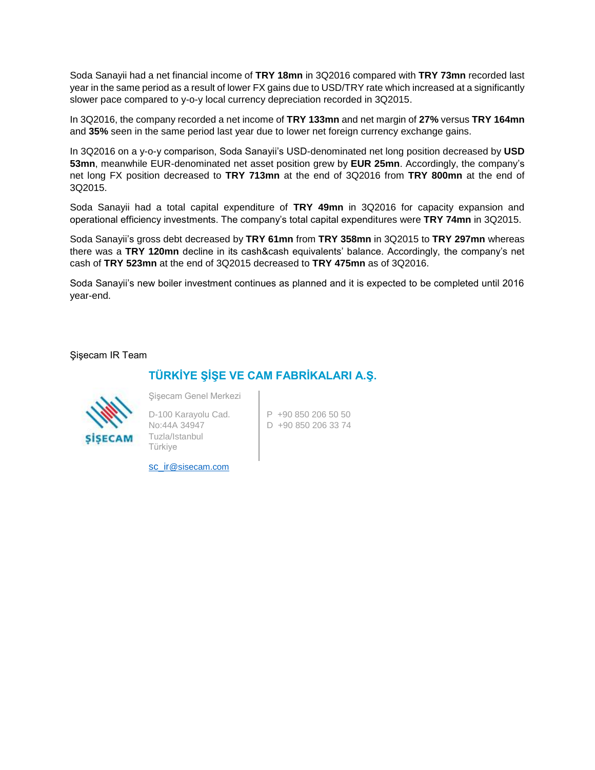Soda Sanayii had a net financial income of **TRY 18mn** in 3Q2016 compared with **TRY 73mn** recorded last year in the same period as a result of lower FX gains due to USD/TRY rate which increased at a significantly slower pace compared to y-o-y local currency depreciation recorded in 3Q2015.

In 3Q2016, the company recorded a net income of **TRY 133mn** and net margin of **27%** versus **TRY 164mn** and **35%** seen in the same period last year due to lower net foreign currency exchange gains.

In 3Q2016 on a y-o-y comparison, Soda Sanayii's USD-denominated net long position decreased by **USD 53mn**, meanwhile EUR-denominated net asset position grew by **EUR 25mn**. Accordingly, the company's net long FX position decreased to **TRY 713mn** at the end of 3Q2016 from **TRY 800mn** at the end of 3Q2015.

Soda Sanayii had a total capital expenditure of **TRY 49mn** in 3Q2016 for capacity expansion and operational efficiency investments. The company's total capital expenditures were **TRY 74mn** in 3Q2015.

Soda Sanayii's gross debt decreased by **TRY 61mn** from **TRY 358mn** in 3Q2015 to **TRY 297mn** whereas there was a **TRY 120mn** decline in its cash&cash equivalents' balance. Accordingly, the company's net cash of **TRY 523mn** at the end of 3Q2015 decreased to **TRY 475mn** as of 3Q2016.

Soda Sanayii's new boiler investment continues as planned and it is expected to be completed until 2016 year-end.

Şişecam IR Team

**TÜRKİYE ŞİŞE VE CAM FABRİKALARI A.Ş.**

ŞİŞECAM

Şişecam Genel Merkezi

D-100 Karayolu Cad.
No:44A 34947
Tuzla/Istanbul
Türkiye

P +90 850 206 50 50
D +90 850 206 33 74

sc_ir@sisecam.com